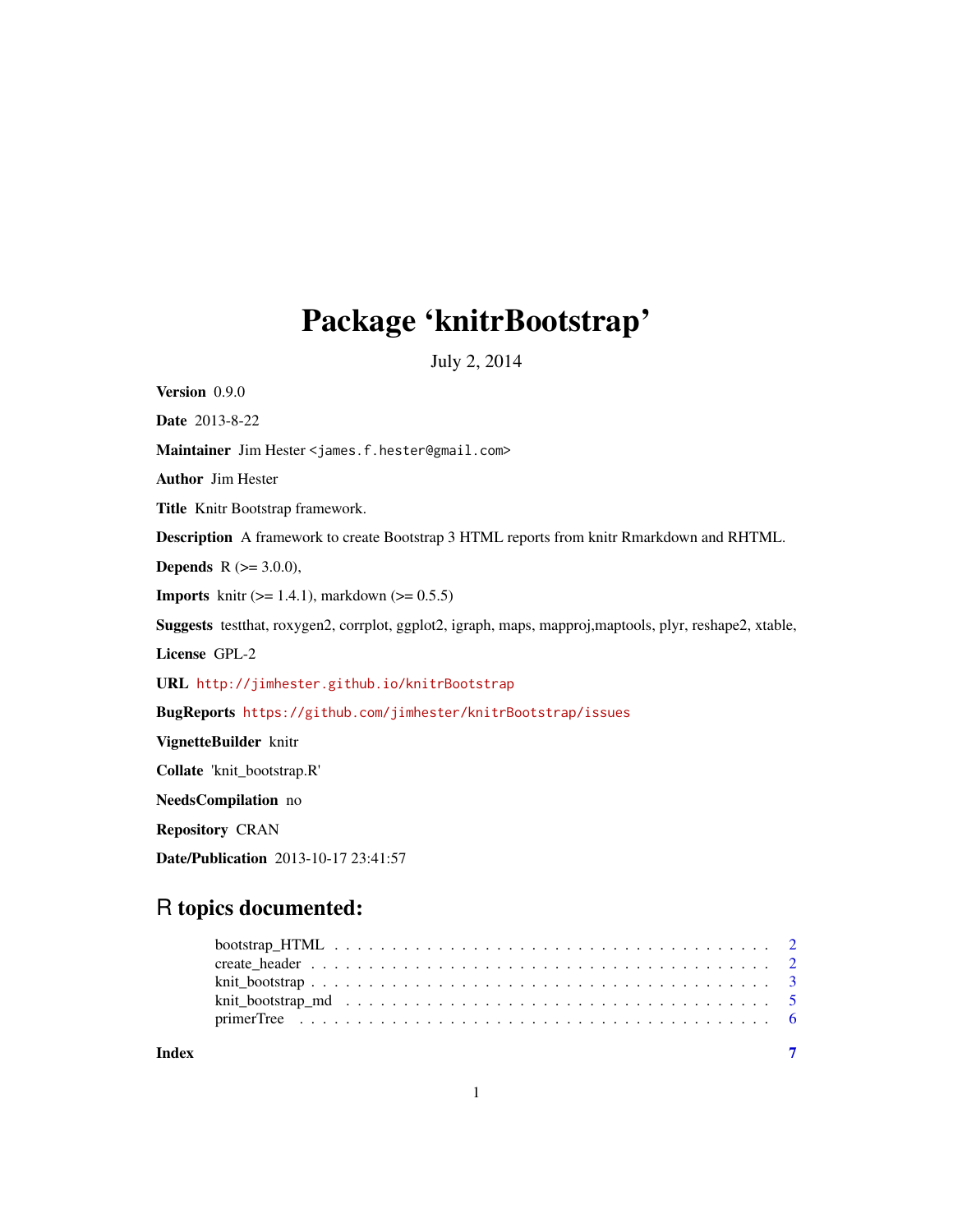# Package 'knitrBootstrap'

July 2, 2014

**Version** 0.9.0

**Date** 2013-8-22

**Maintainer** Jim Hester <james.f.hester@gmail.com>

**Author** Jim Hester

**Title** Knitr Bootstrap framework.

**Description** A framework to create Bootstrap 3 HTML reports from knitr Rmarkdown and RHTML.

**Depends** R (>= 3.0.0),

**Imports** knitr (>= 1.4.1), markdown (>= 0.5.5)

**Suggests** testthat, roxygen2, corrplot, ggplot2, igraph, maps, mapproj,maptools, plyr, reshape2, xtable,

**License** GPL-2

**URL** http://jimhester.github.io/knitrBootstrap

**BugReports** https://github.com/jimhester/knitrBootstrap/issues

**VignetteBuilder** knitr

**Collate** 'knit_bootstrap.R'

**NeedsCompilation** no

**Repository** CRAN

**Date/Publication** 2013-10-17 23:41:57

## R topics documented:

- bootstrap_HTML . . . . . . . . . . . . . . . . . . . . . . . . . . . . . . . . . . . . 2
- create_header . . . . . . . . . . . . . . . . . . . . . . . . . . . . . . . . . . . . . 2
- knit_bootstrap . . . . . . . . . . . . . . . . . . . . . . . . . . . . . . . . . . . . . 3
- knit_bootstrap_md . . . . . . . . . . . . . . . . . . . . . . . . . . . . . . . . . . . 5
- primerTree . . . . . . . . . . . . . . . . . . . . . . . . . . . . . . . . . . . . . . . 6

**Index** 7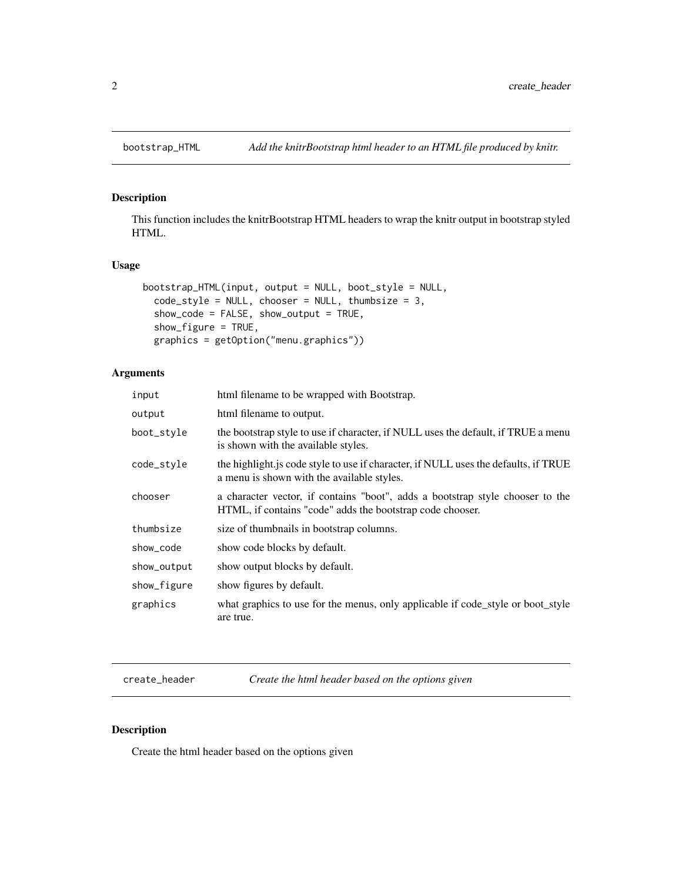## bootstrap_HTML — *Add the knitrBootstrap html header to an HTML file produced by knitr.*

### Description

This function includes the knitrBootstrap HTML headers to wrap the knitr output in bootstrap styled HTML.

### Usage

```
bootstrap_HTML(input, output = NULL, boot_style = NULL,
  code_style = NULL, chooser = NULL, thumbsize = 3,
  show_code = FALSE, show_output = TRUE,
  show_figure = TRUE,
  graphics = getOption("menu.graphics"))
```

### Arguments

| | |
|---|---|
| `input` | html filename to be wrapped with Bootstrap. |
| `output` | html filename to output. |
| `boot_style` | the bootstrap style to use if character, if NULL uses the default, if TRUE a menu is shown with the available styles. |
| `code_style` | the highlight.js code style to use if character, if NULL uses the defaults, if TRUE a menu is shown with the available styles. |
| `chooser` | a character vector, if contains "boot", adds a bootstrap style chooser to the HTML, if contains "code" adds the bootstrap code chooser. |
| `thumbsize` | size of thumbnails in bootstrap columns. |
| `show_code` | show code blocks by default. |
| `show_output` | show output blocks by default. |
| `show_figure` | show figures by default. |
| `graphics` | what graphics to use for the menus, only applicable if code_style or boot_style are true. |

## create_header — *Create the html header based on the options given*

### Description

Create the html header based on the options given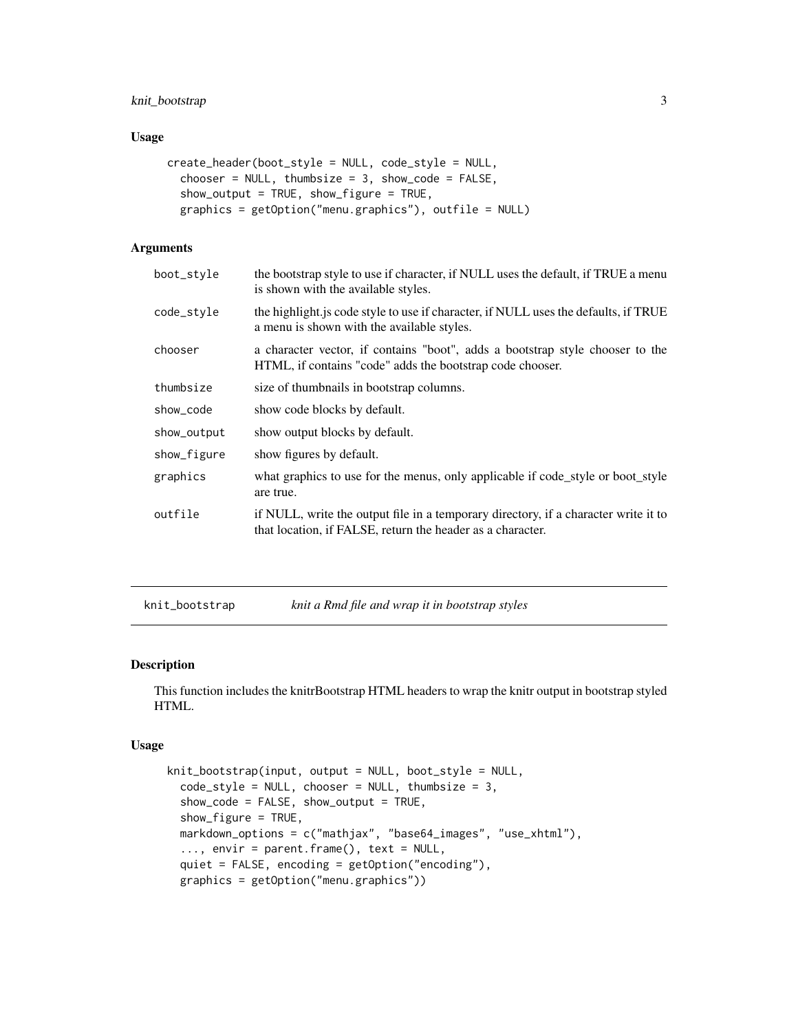### Usage

```
create_header(boot_style = NULL, code_style = NULL,
  chooser = NULL, thumbsize = 3, show_code = FALSE,
  show_output = TRUE, show_figure = TRUE,
  graphics = getOption("menu.graphics"), outfile = NULL)
```

### Arguments

| | |
|---|---|
| boot_style | the bootstrap style to use if character, if NULL uses the default, if TRUE a menu is shown with the available styles. |
| code_style | the highlight.js code style to use if character, if NULL uses the defaults, if TRUE a menu is shown with the available styles. |
| chooser | a character vector, if contains "boot", adds a bootstrap style chooser to the HTML, if contains "code" adds the bootstrap code chooser. |
| thumbsize | size of thumbnails in bootstrap columns. |
| show_code | show code blocks by default. |
| show_output | show output blocks by default. |
| show_figure | show figures by default. |
| graphics | what graphics to use for the menus, only applicable if code_style or boot_style are true. |
| outfile | if NULL, write the output file in a temporary directory, if a character write it to that location, if FALSE, return the header as a character. |

---

## knit_bootstrap — *knit a Rmd file and wrap it in bootstrap styles*

### Description

This function includes the knitrBootstrap HTML headers to wrap the knitr output in bootstrap styled HTML.

### Usage

```
knit_bootstrap(input, output = NULL, boot_style = NULL,
  code_style = NULL, chooser = NULL, thumbsize = 3,
  show_code = FALSE, show_output = TRUE,
  show_figure = TRUE,
  markdown_options = c("mathjax", "base64_images", "use_xhtml"),
  ..., envir = parent.frame(), text = NULL,
  quiet = FALSE, encoding = getOption("encoding"),
  graphics = getOption("menu.graphics"))
```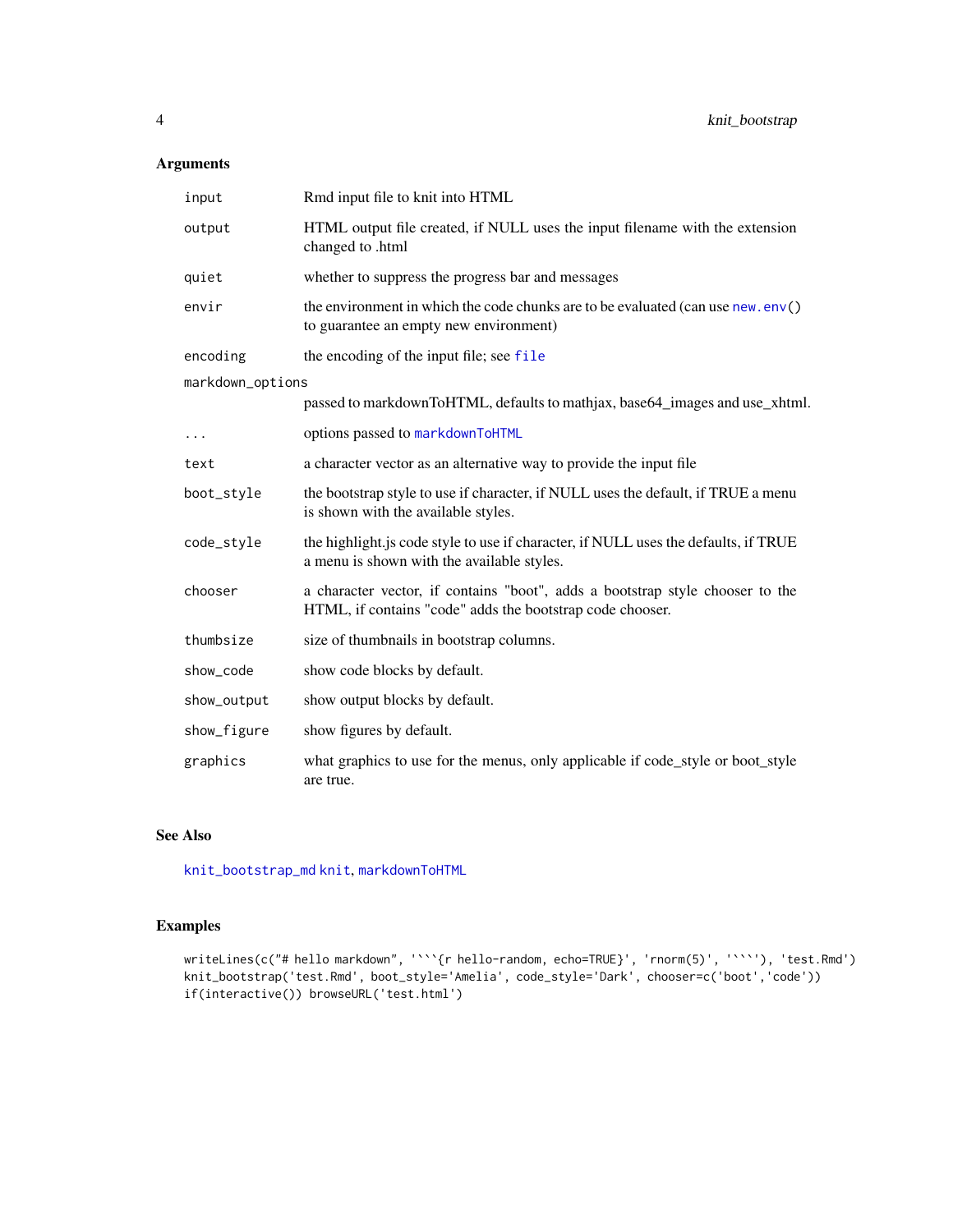## Arguments

| | |
|---|---|
| input | Rmd input file to knit into HTML |
| output | HTML output file created, if NULL uses the input filename with the extension changed to .html |
| quiet | whether to suppress the progress bar and messages |
| envir | the environment in which the code chunks are to be evaluated (can use `new.env()` to guarantee an empty new environment) |
| encoding | the encoding of the input file; see `file` |
| markdown_options | passed to markdownToHTML, defaults to mathjax, base64_images and use_xhtml. |
| ... | options passed to `markdownToHTML` |
| text | a character vector as an alternative way to provide the input file |
| boot_style | the bootstrap style to use if character, if NULL uses the default, if TRUE a menu is shown with the available styles. |
| code_style | the highlight.js code style to use if character, if NULL uses the defaults, if TRUE a menu is shown with the available styles. |
| chooser | a character vector, if contains "boot", adds a bootstrap style chooser to the HTML, if contains "code" adds the bootstrap code chooser. |
| thumbsize | size of thumbnails in bootstrap columns. |
| show_code | show code blocks by default. |
| show_output | show output blocks by default. |
| show_figure | show figures by default. |
| graphics | what graphics to use for the menus, only applicable if code_style or boot_style are true. |

## See Also

`knit_bootstrap_md` `knit`, `markdownToHTML`

## Examples

```
writeLines(c("# hello markdown", '```{r hello-random, echo=TRUE}', 'rnorm(5)', '```'), 'test.Rmd')
knit_bootstrap('test.Rmd', boot_style='Amelia', code_style='Dark', chooser=c('boot','code'))
if(interactive()) browseURL('test.html')
```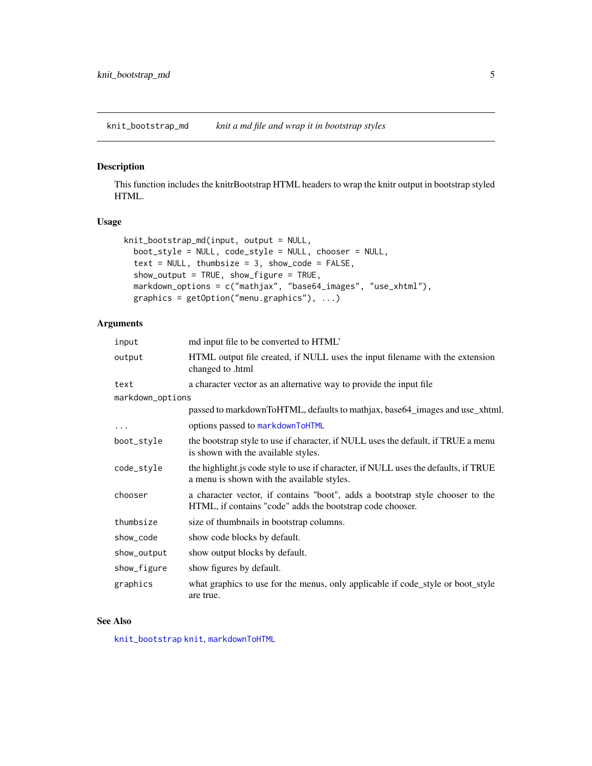## knit_bootstrap_md — *knit a md file and wrap it in bootstrap styles*

### Description

This function includes the knitrBootstrap HTML headers to wrap the knitr output in bootstrap styled HTML.

### Usage

```
knit_bootstrap_md(input, output = NULL,
  boot_style = NULL, code_style = NULL, chooser = NULL,
  text = NULL, thumbsize = 3, show_code = FALSE,
  show_output = TRUE, show_figure = TRUE,
  markdown_options = c("mathjax", "base64_images", "use_xhtml"),
  graphics = getOption("menu.graphics"), ...)
```

### Arguments

| | |
|---|---|
| `input` | md input file to be converted to HTML' |
| `output` | HTML output file created, if NULL uses the input filename with the extension changed to .html |
| `text` | a character vector as an alternative way to provide the input file |
| `markdown_options` | passed to markdownToHTML, defaults to mathjax, base64_images and use_xhtml. |
| `...` | options passed to `markdownToHTML` |
| `boot_style` | the bootstrap style to use if character, if NULL uses the default, if TRUE a menu is shown with the available styles. |
| `code_style` | the highlight.js code style to use if character, if NULL uses the defaults, if TRUE a menu is shown with the available styles. |
| `chooser` | a character vector, if contains "boot", adds a bootstrap style chooser to the HTML, if contains "code" adds the bootstrap code chooser. |
| `thumbsize` | size of thumbnails in bootstrap columns. |
| `show_code` | show code blocks by default. |
| `show_output` | show output blocks by default. |
| `show_figure` | show figures by default. |
| `graphics` | what graphics to use for the menus, only applicable if code_style or boot_style are true. |

### See Also

`knit_bootstrap` `knit`, `markdownToHTML`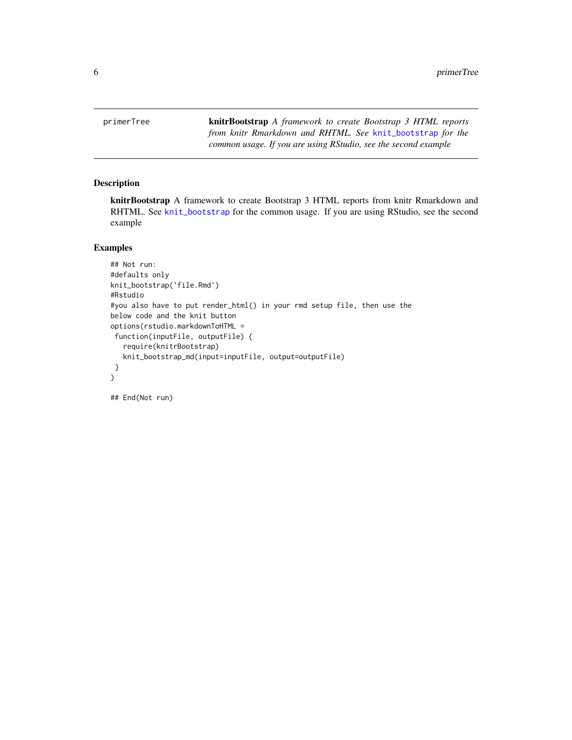primerTree **knitrBootstrap** *A framework to create Bootstrap 3 HTML reports from knitr Rmarkdown and RHTML. See* knit_bootstrap *for the common usage. If you are using RStudio, see the second example*

## Description

**knitrBootstrap** A framework to create Bootstrap 3 HTML reports from knitr Rmarkdown and RHTML. See knit_bootstrap for the common usage. If you are using RStudio, see the second example

## Examples

```
## Not run:
#defaults only
knit_bootstrap('file.Rmd')
#Rstudio
#you also have to put render_html() in your rmd setup file, then use the
below code and the knit button
options(rstudio.markdownToHTML =
 function(inputFile, outputFile) {
   require(knitrBootstrap)
   knit_bootstrap_md(input=inputFile, output=outputFile)
 }
)

## End(Not run)
```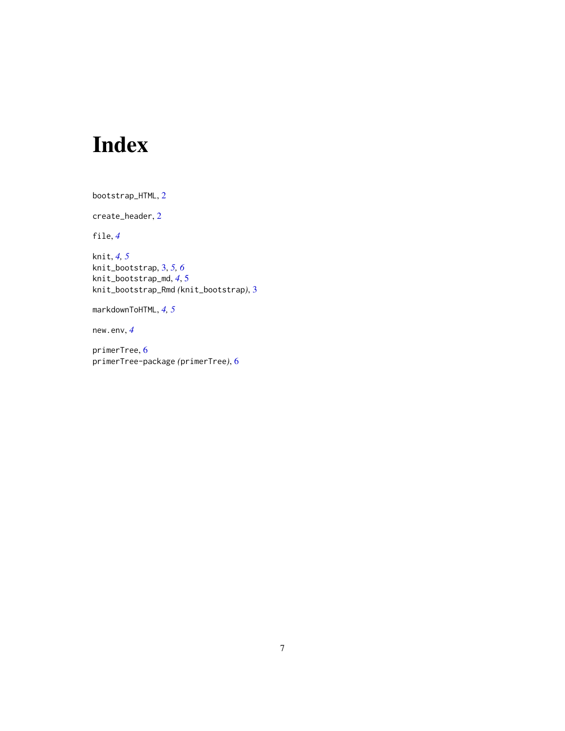# Index

bootstrap_HTML, 2

create_header, 2

file, *4*

knit, *4, 5*
knit_bootstrap, 3, *5, 6*
knit_bootstrap_md, *4*, 5
knit_bootstrap_Rmd *(*knit_bootstrap*)*, 3

markdownToHTML, *4, 5*

new.env, *4*

primerTree, 6
primerTree-package *(*primerTree*)*, 6